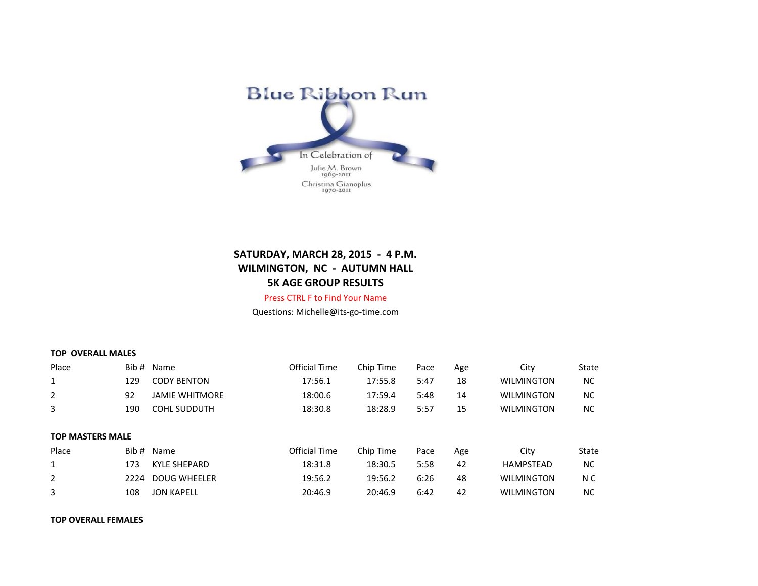Blue Ribbon Run

In Celebration of

Julie M. Brown
1969-2011

Christina Gianoplus
1970-2011

**SATURDAY, MARCH 28, 2015 - 4 P.M.**
**WILMINGTON, NC - AUTUMN HALL**
**5K AGE GROUP RESULTS**

Press CTRL F to Find Your Name

Questions: Michelle@its-go-time.com

**TOP OVERALL MALES**

| Place | Bib # | Name | Official Time | Chip Time | Pace | Age | City | State |
|---|---|---|---|---|---|---|---|---|
| 1 | 129 | CODY BENTON | 17:56.1 | 17:55.8 | 5:47 | 18 | WILMINGTON | NC |
| 2 | 92 | JAMIE WHITMORE | 18:00.6 | 17:59.4 | 5:48 | 14 | WILMINGTON | NC |
| 3 | 190 | COHL SUDDUTH | 18:30.8 | 18:28.9 | 5:57 | 15 | WILMINGTON | NC |

**TOP MASTERS MALE**

| Place | Bib # | Name | Official Time | Chip Time | Pace | Age | City | State |
|---|---|---|---|---|---|---|---|---|
| 1 | 173 | KYLE SHEPARD | 18:31.8 | 18:30.5 | 5:58 | 42 | HAMPSTEAD | NC |
| 2 | 2224 | DOUG WHEELER | 19:56.2 | 19:56.2 | 6:26 | 48 | WILMINGTON | N C |
| 3 | 108 | JON KAPELL | 20:46.9 | 20:46.9 | 6:42 | 42 | WILMINGTON | NC |

**TOP OVERALL FEMALES**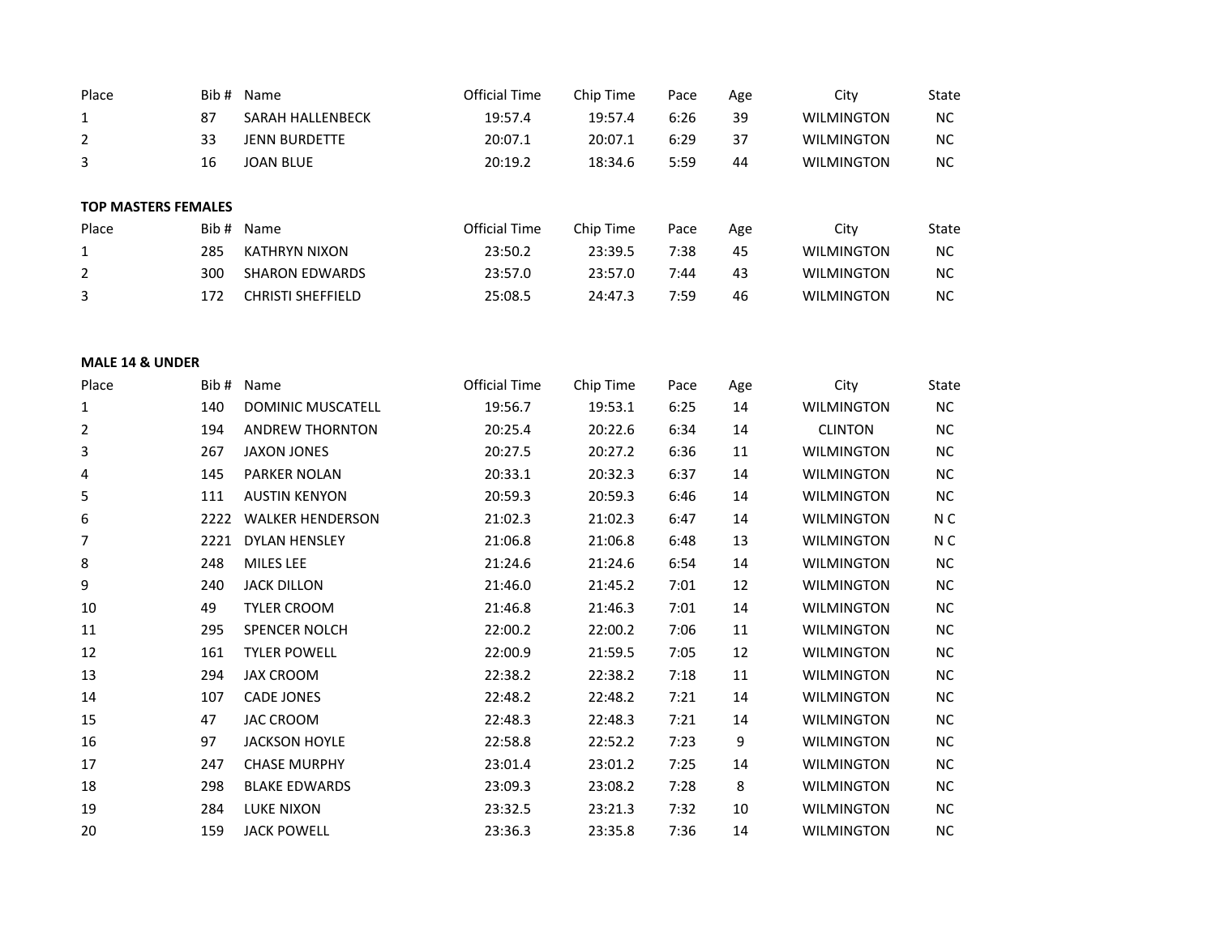| Place | Bib # | Name | Official Time | Chip Time | Pace | Age | City | State |
|---|---|---|---|---|---|---|---|---|
| 1 | 87 | SARAH HALLENBECK | 19:57.4 | 19:57.4 | 6:26 | 39 | WILMINGTON | NC |
| 2 | 33 | JENN BURDETTE | 20:07.1 | 20:07.1 | 6:29 | 37 | WILMINGTON | NC |
| 3 | 16 | JOAN BLUE | 20:19.2 | 18:34.6 | 5:59 | 44 | WILMINGTON | NC |

**TOP MASTERS FEMALES**

| Place | Bib # | Name | Official Time | Chip Time | Pace | Age | City | State |
|---|---|---|---|---|---|---|---|---|
| 1 | 285 | KATHRYN NIXON | 23:50.2 | 23:39.5 | 7:38 | 45 | WILMINGTON | NC |
| 2 | 300 | SHARON EDWARDS | 23:57.0 | 23:57.0 | 7:44 | 43 | WILMINGTON | NC |
| 3 | 172 | CHRISTI SHEFFIELD | 25:08.5 | 24:47.3 | 7:59 | 46 | WILMINGTON | NC |

**MALE 14 & UNDER**

| Place | Bib # | Name | Official Time | Chip Time | Pace | Age | City | State |
|---|---|---|---|---|---|---|---|---|
| 1 | 140 | DOMINIC MUSCATELL | 19:56.7 | 19:53.1 | 6:25 | 14 | WILMINGTON | NC |
| 2 | 194 | ANDREW THORNTON | 20:25.4 | 20:22.6 | 6:34 | 14 | CLINTON | NC |
| 3 | 267 | JAXON JONES | 20:27.5 | 20:27.2 | 6:36 | 11 | WILMINGTON | NC |
| 4 | 145 | PARKER NOLAN | 20:33.1 | 20:32.3 | 6:37 | 14 | WILMINGTON | NC |
| 5 | 111 | AUSTIN KENYON | 20:59.3 | 20:59.3 | 6:46 | 14 | WILMINGTON | NC |
| 6 | 2222 | WALKER HENDERSON | 21:02.3 | 21:02.3 | 6:47 | 14 | WILMINGTON | N C |
| 7 | 2221 | DYLAN HENSLEY | 21:06.8 | 21:06.8 | 6:48 | 13 | WILMINGTON | N C |
| 8 | 248 | MILES LEE | 21:24.6 | 21:24.6 | 6:54 | 14 | WILMINGTON | NC |
| 9 | 240 | JACK DILLON | 21:46.0 | 21:45.2 | 7:01 | 12 | WILMINGTON | NC |
| 10 | 49 | TYLER CROOM | 21:46.8 | 21:46.3 | 7:01 | 14 | WILMINGTON | NC |
| 11 | 295 | SPENCER NOLCH | 22:00.2 | 22:00.2 | 7:06 | 11 | WILMINGTON | NC |
| 12 | 161 | TYLER POWELL | 22:00.9 | 21:59.5 | 7:05 | 12 | WILMINGTON | NC |
| 13 | 294 | JAX CROOM | 22:38.2 | 22:38.2 | 7:18 | 11 | WILMINGTON | NC |
| 14 | 107 | CADE JONES | 22:48.2 | 22:48.2 | 7:21 | 14 | WILMINGTON | NC |
| 15 | 47 | JAC CROOM | 22:48.3 | 22:48.3 | 7:21 | 14 | WILMINGTON | NC |
| 16 | 97 | JACKSON HOYLE | 22:58.8 | 22:52.2 | 7:23 | 9 | WILMINGTON | NC |
| 17 | 247 | CHASE MURPHY | 23:01.4 | 23:01.2 | 7:25 | 14 | WILMINGTON | NC |
| 18 | 298 | BLAKE EDWARDS | 23:09.3 | 23:08.2 | 7:28 | 8 | WILMINGTON | NC |
| 19 | 284 | LUKE NIXON | 23:32.5 | 23:21.3 | 7:32 | 10 | WILMINGTON | NC |
| 20 | 159 | JACK POWELL | 23:36.3 | 23:35.8 | 7:36 | 14 | WILMINGTON | NC |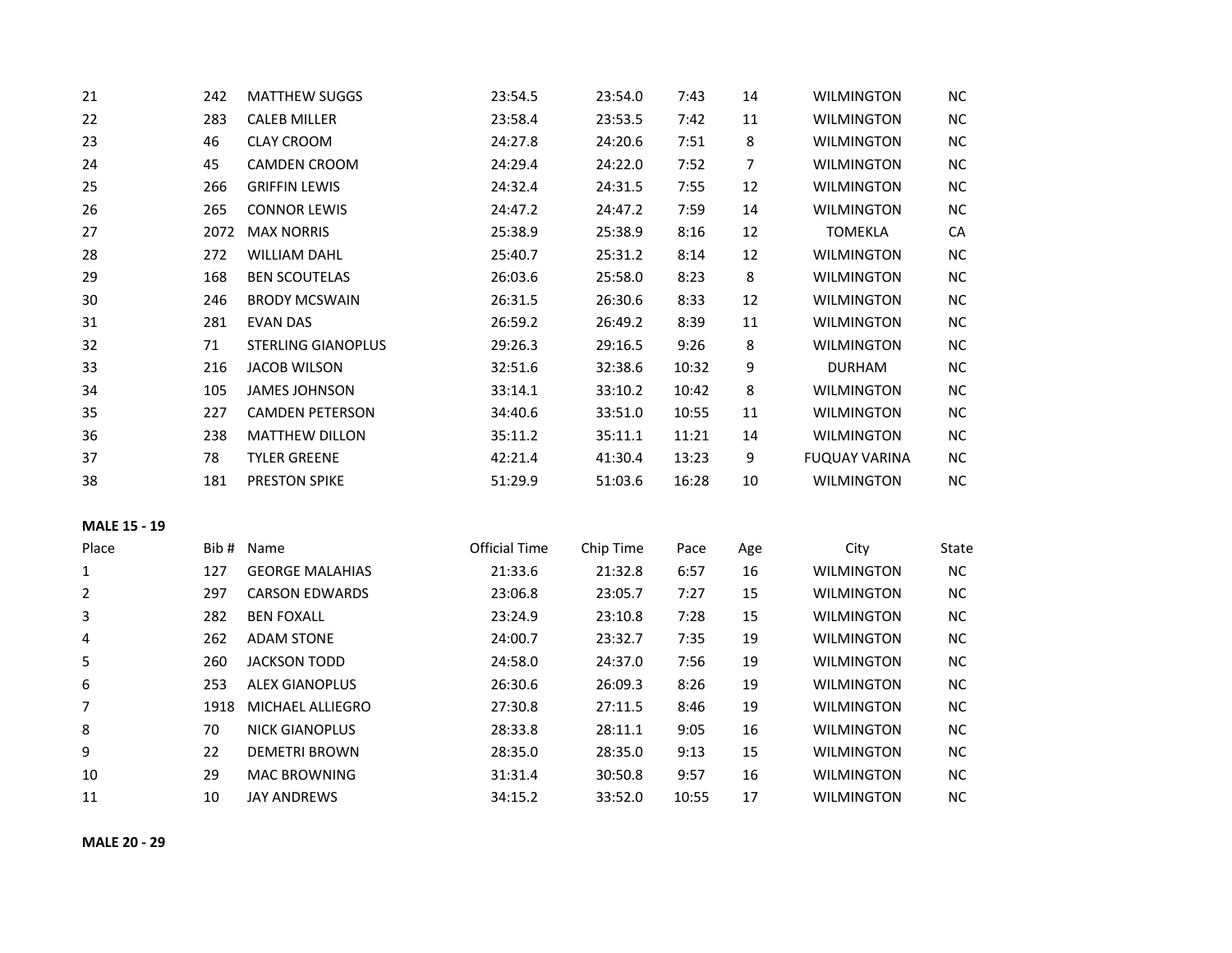| Place | Bib # | Name | Official Time | Chip Time | Pace | Age | City | State |
|---|---|---|---|---|---|---|---|---|
| 21 | 242 | MATTHEW SUGGS | 23:54.5 | 23:54.0 | 7:43 | 14 | WILMINGTON | NC |
| 22 | 283 | CALEB MILLER | 23:58.4 | 23:53.5 | 7:42 | 11 | WILMINGTON | NC |
| 23 | 46 | CLAY CROOM | 24:27.8 | 24:20.6 | 7:51 | 8 | WILMINGTON | NC |
| 24 | 45 | CAMDEN CROOM | 24:29.4 | 24:22.0 | 7:52 | 7 | WILMINGTON | NC |
| 25 | 266 | GRIFFIN LEWIS | 24:32.4 | 24:31.5 | 7:55 | 12 | WILMINGTON | NC |
| 26 | 265 | CONNOR LEWIS | 24:47.2 | 24:47.2 | 7:59 | 14 | WILMINGTON | NC |
| 27 | 2072 | MAX NORRIS | 25:38.9 | 25:38.9 | 8:16 | 12 | TOMEKLA | CA |
| 28 | 272 | WILLIAM DAHL | 25:40.7 | 25:31.2 | 8:14 | 12 | WILMINGTON | NC |
| 29 | 168 | BEN SCOUTELAS | 26:03.6 | 25:58.0 | 8:23 | 8 | WILMINGTON | NC |
| 30 | 246 | BRODY MCSWAIN | 26:31.5 | 26:30.6 | 8:33 | 12 | WILMINGTON | NC |
| 31 | 281 | EVAN DAS | 26:59.2 | 26:49.2 | 8:39 | 11 | WILMINGTON | NC |
| 32 | 71 | STERLING GIANOPLUS | 29:26.3 | 29:16.5 | 9:26 | 8 | WILMINGTON | NC |
| 33 | 216 | JACOB WILSON | 32:51.6 | 32:38.6 | 10:32 | 9 | DURHAM | NC |
| 34 | 105 | JAMES JOHNSON | 33:14.1 | 33:10.2 | 10:42 | 8 | WILMINGTON | NC |
| 35 | 227 | CAMDEN PETERSON | 34:40.6 | 33:51.0 | 10:55 | 11 | WILMINGTON | NC |
| 36 | 238 | MATTHEW DILLON | 35:11.2 | 35:11.1 | 11:21 | 14 | WILMINGTON | NC |
| 37 | 78 | TYLER GREENE | 42:21.4 | 41:30.4 | 13:23 | 9 | FUQUAY VARINA | NC |
| 38 | 181 | PRESTON SPIKE | 51:29.9 | 51:03.6 | 16:28 | 10 | WILMINGTON | NC |

**MALE 15 - 19**

| Place | Bib # | Name | Official Time | Chip Time | Pace | Age | City | State |
|---|---|---|---|---|---|---|---|---|
| 1 | 127 | GEORGE MALAHIAS | 21:33.6 | 21:32.8 | 6:57 | 16 | WILMINGTON | NC |
| 2 | 297 | CARSON EDWARDS | 23:06.8 | 23:05.7 | 7:27 | 15 | WILMINGTON | NC |
| 3 | 282 | BEN FOXALL | 23:24.9 | 23:10.8 | 7:28 | 15 | WILMINGTON | NC |
| 4 | 262 | ADAM STONE | 24:00.7 | 23:32.7 | 7:35 | 19 | WILMINGTON | NC |
| 5 | 260 | JACKSON TODD | 24:58.0 | 24:37.0 | 7:56 | 19 | WILMINGTON | NC |
| 6 | 253 | ALEX GIANOPLUS | 26:30.6 | 26:09.3 | 8:26 | 19 | WILMINGTON | NC |
| 7 | 1918 | MICHAEL ALLIEGRO | 27:30.8 | 27:11.5 | 8:46 | 19 | WILMINGTON | NC |
| 8 | 70 | NICK GIANOPLUS | 28:33.8 | 28:11.1 | 9:05 | 16 | WILMINGTON | NC |
| 9 | 22 | DEMETRI BROWN | 28:35.0 | 28:35.0 | 9:13 | 15 | WILMINGTON | NC |
| 10 | 29 | MAC BROWNING | 31:31.4 | 30:50.8 | 9:57 | 16 | WILMINGTON | NC |
| 11 | 10 | JAY ANDREWS | 34:15.2 | 33:52.0 | 10:55 | 17 | WILMINGTON | NC |

**MALE 20 - 29**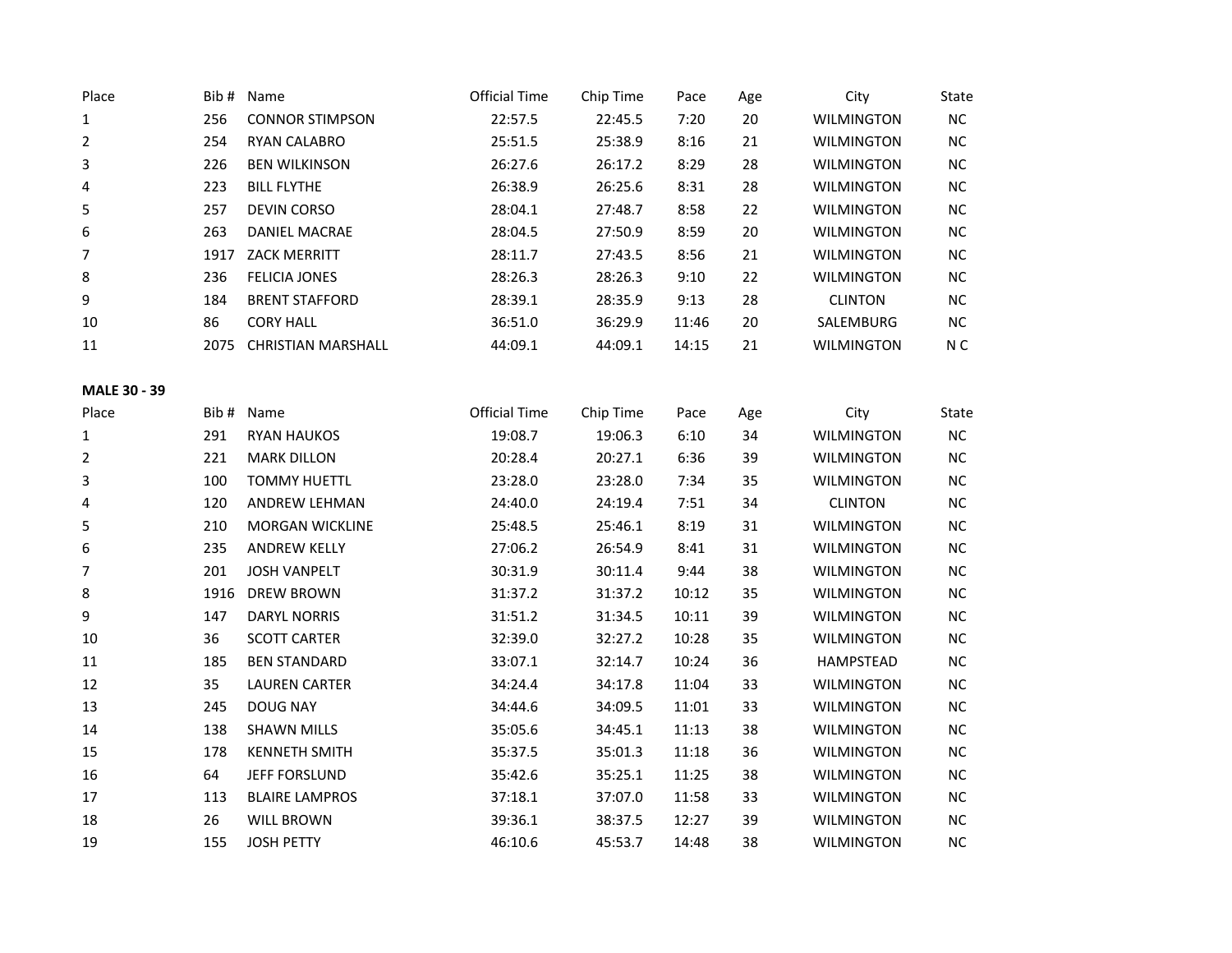| Place | Bib # | Name | Official Time | Chip Time | Pace | Age | City | State |
|---|---|---|---|---|---|---|---|---|
| 1 | 256 | CONNOR STIMPSON | 22:57.5 | 22:45.5 | 7:20 | 20 | WILMINGTON | NC |
| 2 | 254 | RYAN CALABRO | 25:51.5 | 25:38.9 | 8:16 | 21 | WILMINGTON | NC |
| 3 | 226 | BEN WILKINSON | 26:27.6 | 26:17.2 | 8:29 | 28 | WILMINGTON | NC |
| 4 | 223 | BILL FLYTHE | 26:38.9 | 26:25.6 | 8:31 | 28 | WILMINGTON | NC |
| 5 | 257 | DEVIN CORSO | 28:04.1 | 27:48.7 | 8:58 | 22 | WILMINGTON | NC |
| 6 | 263 | DANIEL MACRAE | 28:04.5 | 27:50.9 | 8:59 | 20 | WILMINGTON | NC |
| 7 | 1917 | ZACK MERRITT | 28:11.7 | 27:43.5 | 8:56 | 21 | WILMINGTON | NC |
| 8 | 236 | FELICIA JONES | 28:26.3 | 28:26.3 | 9:10 | 22 | WILMINGTON | NC |
| 9 | 184 | BRENT STAFFORD | 28:39.1 | 28:35.9 | 9:13 | 28 | CLINTON | NC |
| 10 | 86 | CORY HALL | 36:51.0 | 36:29.9 | 11:46 | 20 | SALEMBURG | NC |
| 11 | 2075 | CHRISTIAN MARSHALL | 44:09.1 | 44:09.1 | 14:15 | 21 | WILMINGTON | N C |

**MALE 30 - 39**

| Place | Bib # | Name | Official Time | Chip Time | Pace | Age | City | State |
|---|---|---|---|---|---|---|---|---|
| 1 | 291 | RYAN HAUKOS | 19:08.7 | 19:06.3 | 6:10 | 34 | WILMINGTON | NC |
| 2 | 221 | MARK DILLON | 20:28.4 | 20:27.1 | 6:36 | 39 | WILMINGTON | NC |
| 3 | 100 | TOMMY HUETTL | 23:28.0 | 23:28.0 | 7:34 | 35 | WILMINGTON | NC |
| 4 | 120 | ANDREW LEHMAN | 24:40.0 | 24:19.4 | 7:51 | 34 | CLINTON | NC |
| 5 | 210 | MORGAN WICKLINE | 25:48.5 | 25:46.1 | 8:19 | 31 | WILMINGTON | NC |
| 6 | 235 | ANDREW KELLY | 27:06.2 | 26:54.9 | 8:41 | 31 | WILMINGTON | NC |
| 7 | 201 | JOSH VANPELT | 30:31.9 | 30:11.4 | 9:44 | 38 | WILMINGTON | NC |
| 8 | 1916 | DREW BROWN | 31:37.2 | 31:37.2 | 10:12 | 35 | WILMINGTON | NC |
| 9 | 147 | DARYL NORRIS | 31:51.2 | 31:34.5 | 10:11 | 39 | WILMINGTON | NC |
| 10 | 36 | SCOTT CARTER | 32:39.0 | 32:27.2 | 10:28 | 35 | WILMINGTON | NC |
| 11 | 185 | BEN STANDARD | 33:07.1 | 32:14.7 | 10:24 | 36 | HAMPSTEAD | NC |
| 12 | 35 | LAUREN CARTER | 34:24.4 | 34:17.8 | 11:04 | 33 | WILMINGTON | NC |
| 13 | 245 | DOUG NAY | 34:44.6 | 34:09.5 | 11:01 | 33 | WILMINGTON | NC |
| 14 | 138 | SHAWN MILLS | 35:05.6 | 34:45.1 | 11:13 | 38 | WILMINGTON | NC |
| 15 | 178 | KENNETH SMITH | 35:37.5 | 35:01.3 | 11:18 | 36 | WILMINGTON | NC |
| 16 | 64 | JEFF FORSLUND | 35:42.6 | 35:25.1 | 11:25 | 38 | WILMINGTON | NC |
| 17 | 113 | BLAIRE LAMPROS | 37:18.1 | 37:07.0 | 11:58 | 33 | WILMINGTON | NC |
| 18 | 26 | WILL BROWN | 39:36.1 | 38:37.5 | 12:27 | 39 | WILMINGTON | NC |
| 19 | 155 | JOSH PETTY | 46:10.6 | 45:53.7 | 14:48 | 38 | WILMINGTON | NC |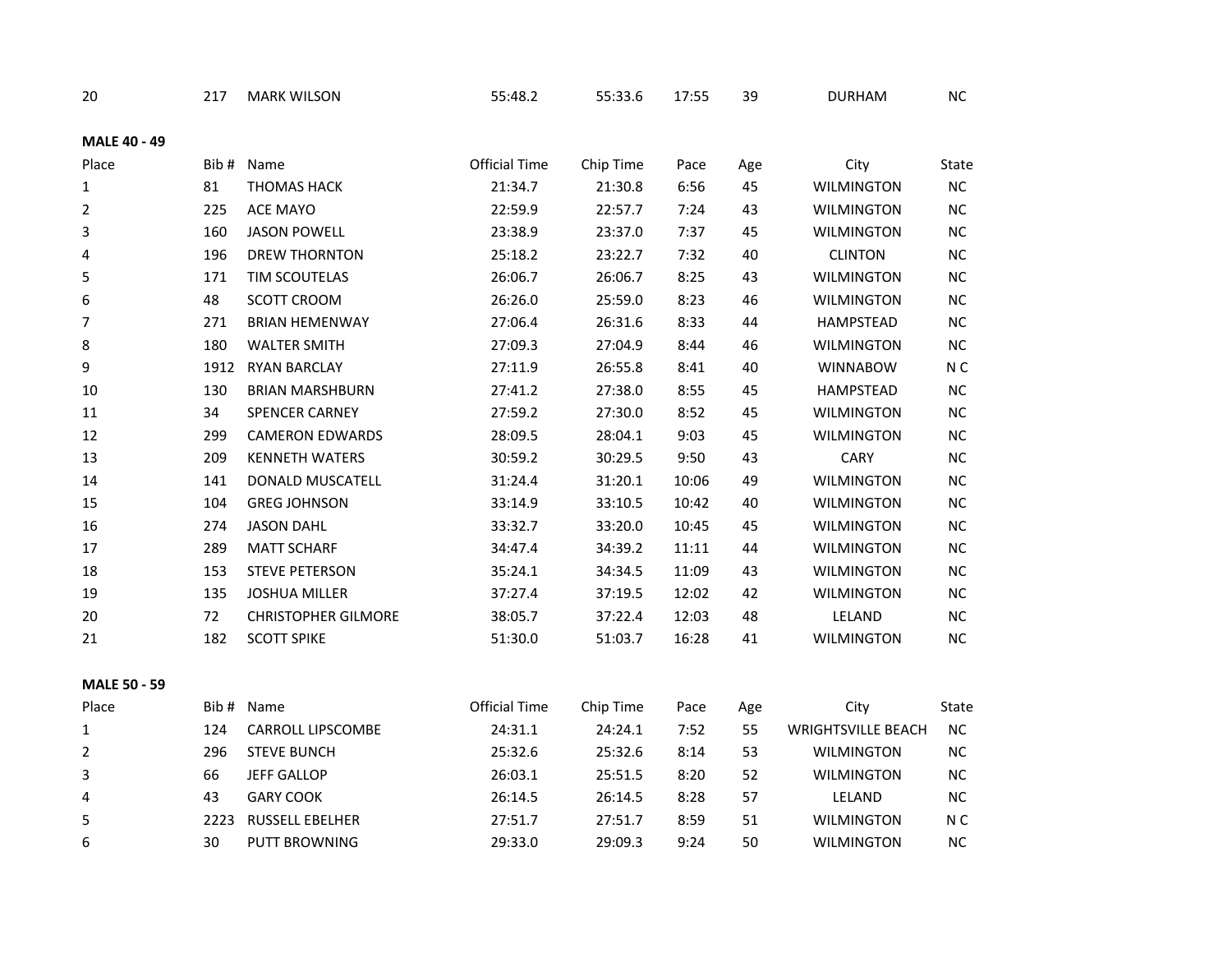| 20 | 217 | MARK WILSON | 55:48.2 | 55:33.6 | 17:55 | 39 | DURHAM | NC |
|---|---|---|---|---|---|---|---|---|

**MALE 40 - 49**

| Place | Bib # | Name | Official Time | Chip Time | Pace | Age | City | State |
|---|---|---|---|---|---|---|---|---|
| 1 | 81 | THOMAS HACK | 21:34.7 | 21:30.8 | 6:56 | 45 | WILMINGTON | NC |
| 2 | 225 | ACE MAYO | 22:59.9 | 22:57.7 | 7:24 | 43 | WILMINGTON | NC |
| 3 | 160 | JASON POWELL | 23:38.9 | 23:37.0 | 7:37 | 45 | WILMINGTON | NC |
| 4 | 196 | DREW THORNTON | 25:18.2 | 23:22.7 | 7:32 | 40 | CLINTON | NC |
| 5 | 171 | TIM SCOUTELAS | 26:06.7 | 26:06.7 | 8:25 | 43 | WILMINGTON | NC |
| 6 | 48 | SCOTT CROOM | 26:26.0 | 25:59.0 | 8:23 | 46 | WILMINGTON | NC |
| 7 | 271 | BRIAN HEMENWAY | 27:06.4 | 26:31.6 | 8:33 | 44 | HAMPSTEAD | NC |
| 8 | 180 | WALTER SMITH | 27:09.3 | 27:04.9 | 8:44 | 46 | WILMINGTON | NC |
| 9 | 1912 | RYAN BARCLAY | 27:11.9 | 26:55.8 | 8:41 | 40 | WINNABOW | N C |
| 10 | 130 | BRIAN MARSHBURN | 27:41.2 | 27:38.0 | 8:55 | 45 | HAMPSTEAD | NC |
| 11 | 34 | SPENCER CARNEY | 27:59.2 | 27:30.0 | 8:52 | 45 | WILMINGTON | NC |
| 12 | 299 | CAMERON EDWARDS | 28:09.5 | 28:04.1 | 9:03 | 45 | WILMINGTON | NC |
| 13 | 209 | KENNETH WATERS | 30:59.2 | 30:29.5 | 9:50 | 43 | CARY | NC |
| 14 | 141 | DONALD MUSCATELL | 31:24.4 | 31:20.1 | 10:06 | 49 | WILMINGTON | NC |
| 15 | 104 | GREG JOHNSON | 33:14.9 | 33:10.5 | 10:42 | 40 | WILMINGTON | NC |
| 16 | 274 | JASON DAHL | 33:32.7 | 33:20.0 | 10:45 | 45 | WILMINGTON | NC |
| 17 | 289 | MATT SCHARF | 34:47.4 | 34:39.2 | 11:11 | 44 | WILMINGTON | NC |
| 18 | 153 | STEVE PETERSON | 35:24.1 | 34:34.5 | 11:09 | 43 | WILMINGTON | NC |
| 19 | 135 | JOSHUA MILLER | 37:27.4 | 37:19.5 | 12:02 | 42 | WILMINGTON | NC |
| 20 | 72 | CHRISTOPHER GILMORE | 38:05.7 | 37:22.4 | 12:03 | 48 | LELAND | NC |
| 21 | 182 | SCOTT SPIKE | 51:30.0 | 51:03.7 | 16:28 | 41 | WILMINGTON | NC |

**MALE 50 - 59**

| Place | Bib # | Name | Official Time | Chip Time | Pace | Age | City | State |
|---|---|---|---|---|---|---|---|---|
| 1 | 124 | CARROLL LIPSCOMBE | 24:31.1 | 24:24.1 | 7:52 | 55 | WRIGHTSVILLE BEACH | NC |
| 2 | 296 | STEVE BUNCH | 25:32.6 | 25:32.6 | 8:14 | 53 | WILMINGTON | NC |
| 3 | 66 | JEFF GALLOP | 26:03.1 | 25:51.5 | 8:20 | 52 | WILMINGTON | NC |
| 4 | 43 | GARY COOK | 26:14.5 | 26:14.5 | 8:28 | 57 | LELAND | NC |
| 5 | 2223 | RUSSELL EBELHER | 27:51.7 | 27:51.7 | 8:59 | 51 | WILMINGTON | N C |
| 6 | 30 | PUTT BROWNING | 29:33.0 | 29:09.3 | 9:24 | 50 | WILMINGTON | NC |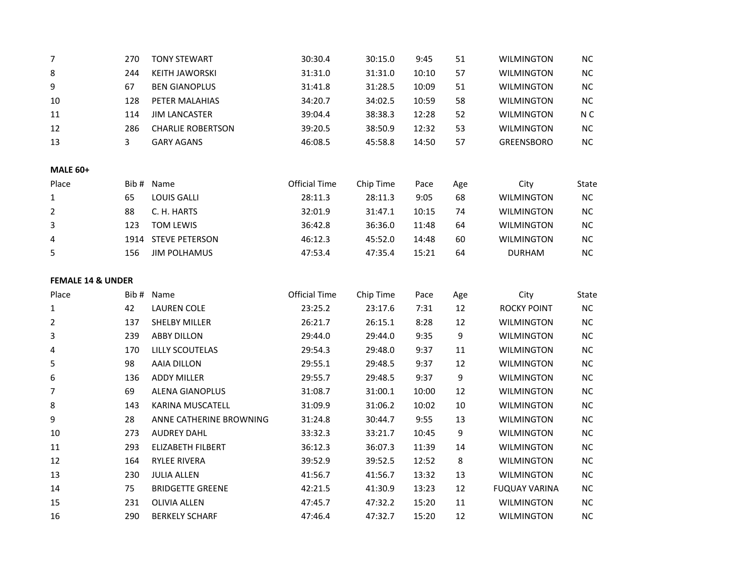| | | | | | | | | |
|---|---|---|---|---|---|---|---|---|
| 7 | 270 | TONY STEWART | 30:30.4 | 30:15.0 | 9:45 | 51 | WILMINGTON | NC |
| 8 | 244 | KEITH JAWORSKI | 31:31.0 | 31:31.0 | 10:10 | 57 | WILMINGTON | NC |
| 9 | 67 | BEN GIANOPLUS | 31:41.8 | 31:28.5 | 10:09 | 51 | WILMINGTON | NC |
| 10 | 128 | PETER MALAHIAS | 34:20.7 | 34:02.5 | 10:59 | 58 | WILMINGTON | NC |
| 11 | 114 | JIM LANCASTER | 39:04.4 | 38:38.3 | 12:28 | 52 | WILMINGTON | N C |
| 12 | 286 | CHARLIE ROBERTSON | 39:20.5 | 38:50.9 | 12:32 | 53 | WILMINGTON | NC |
| 13 | 3 | GARY AGANS | 46:08.5 | 45:58.8 | 14:50 | 57 | GREENSBORO | NC |

**MALE 60+**

| Place | Bib # | Name | Official Time | Chip Time | Pace | Age | City | State |
|---|---|---|---|---|---|---|---|---|
| 1 | 65 | LOUIS GALLI | 28:11.3 | 28:11.3 | 9:05 | 68 | WILMINGTON | NC |
| 2 | 88 | C. H. HARTS | 32:01.9 | 31:47.1 | 10:15 | 74 | WILMINGTON | NC |
| 3 | 123 | TOM LEWIS | 36:42.8 | 36:36.0 | 11:48 | 64 | WILMINGTON | NC |
| 4 | 1914 | STEVE PETERSON | 46:12.3 | 45:52.0 | 14:48 | 60 | WILMINGTON | NC |
| 5 | 156 | JIM POLHAMUS | 47:53.4 | 47:35.4 | 15:21 | 64 | DURHAM | NC |

**FEMALE 14 & UNDER**

| Place | Bib # | Name | Official Time | Chip Time | Pace | Age | City | State |
|---|---|---|---|---|---|---|---|---|
| 1 | 42 | LAUREN COLE | 23:25.2 | 23:17.6 | 7:31 | 12 | ROCKY POINT | NC |
| 2 | 137 | SHELBY MILLER | 26:21.7 | 26:15.1 | 8:28 | 12 | WILMINGTON | NC |
| 3 | 239 | ABBY DILLON | 29:44.0 | 29:44.0 | 9:35 | 9 | WILMINGTON | NC |
| 4 | 170 | LILLY SCOUTELAS | 29:54.3 | 29:48.0 | 9:37 | 11 | WILMINGTON | NC |
| 5 | 98 | AAIA DILLON | 29:55.1 | 29:48.5 | 9:37 | 12 | WILMINGTON | NC |
| 6 | 136 | ADDY MILLER | 29:55.7 | 29:48.5 | 9:37 | 9 | WILMINGTON | NC |
| 7 | 69 | ALENA GIANOPLUS | 31:08.7 | 31:00.1 | 10:00 | 12 | WILMINGTON | NC |
| 8 | 143 | KARINA MUSCATELL | 31:09.9 | 31:06.2 | 10:02 | 10 | WILMINGTON | NC |
| 9 | 28 | ANNE CATHERINE BROWNING | 31:24.8 | 30:44.7 | 9:55 | 13 | WILMINGTON | NC |
| 10 | 273 | AUDREY DAHL | 33:32.3 | 33:21.7 | 10:45 | 9 | WILMINGTON | NC |
| 11 | 293 | ELIZABETH FILBERT | 36:12.3 | 36:07.3 | 11:39 | 14 | WILMINGTON | NC |
| 12 | 164 | RYLEE RIVERA | 39:52.9 | 39:52.5 | 12:52 | 8 | WILMINGTON | NC |
| 13 | 230 | JULIA ALLEN | 41:56.7 | 41:56.7 | 13:32 | 13 | WILMINGTON | NC |
| 14 | 75 | BRIDGETTE GREENE | 42:21.5 | 41:30.9 | 13:23 | 12 | FUQUAY VARINA | NC |
| 15 | 231 | OLIVIA ALLEN | 47:45.7 | 47:32.2 | 15:20 | 11 | WILMINGTON | NC |
| 16 | 290 | BERKELY SCHARF | 47:46.4 | 47:32.7 | 15:20 | 12 | WILMINGTON | NC |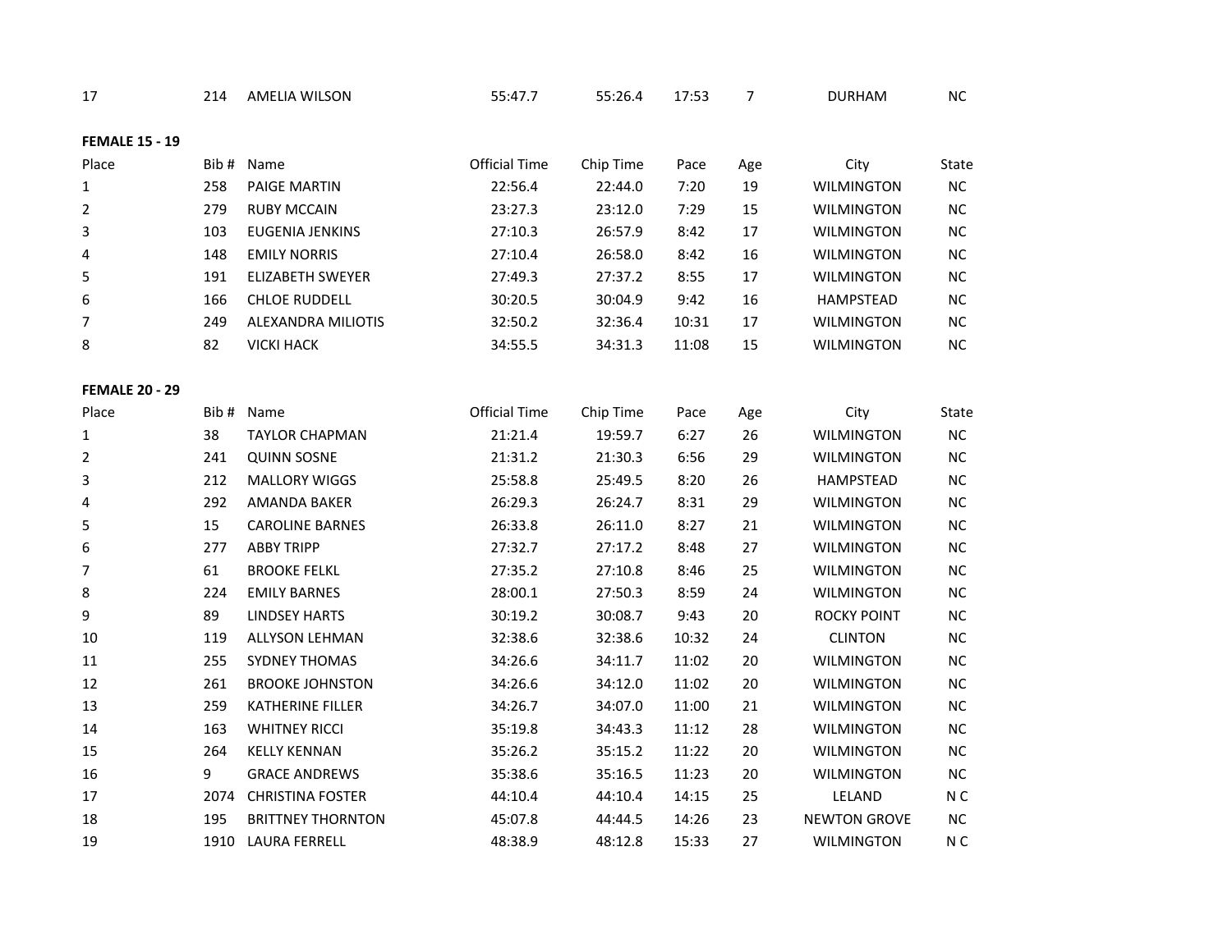| 17 | 214 | AMELIA WILSON | 55:47.7 | 55:26.4 | 17:53 | 7 | DURHAM | NC |
|---|---|---|---|---|---|---|---|---|

**FEMALE 15 - 19**

| Place | Bib # | Name | Official Time | Chip Time | Pace | Age | City | State |
|---|---|---|---|---|---|---|---|---|
| 1 | 258 | PAIGE MARTIN | 22:56.4 | 22:44.0 | 7:20 | 19 | WILMINGTON | NC |
| 2 | 279 | RUBY MCCAIN | 23:27.3 | 23:12.0 | 7:29 | 15 | WILMINGTON | NC |
| 3 | 103 | EUGENIA JENKINS | 27:10.3 | 26:57.9 | 8:42 | 17 | WILMINGTON | NC |
| 4 | 148 | EMILY NORRIS | 27:10.4 | 26:58.0 | 8:42 | 16 | WILMINGTON | NC |
| 5 | 191 | ELIZABETH SWEYER | 27:49.3 | 27:37.2 | 8:55 | 17 | WILMINGTON | NC |
| 6 | 166 | CHLOE RUDDELL | 30:20.5 | 30:04.9 | 9:42 | 16 | HAMPSTEAD | NC |
| 7 | 249 | ALEXANDRA MILIOTIS | 32:50.2 | 32:36.4 | 10:31 | 17 | WILMINGTON | NC |
| 8 | 82 | VICKI HACK | 34:55.5 | 34:31.3 | 11:08 | 15 | WILMINGTON | NC |

**FEMALE 20 - 29**

| Place | Bib # | Name | Official Time | Chip Time | Pace | Age | City | State |
|---|---|---|---|---|---|---|---|---|
| 1 | 38 | TAYLOR CHAPMAN | 21:21.4 | 19:59.7 | 6:27 | 26 | WILMINGTON | NC |
| 2 | 241 | QUINN SOSNE | 21:31.2 | 21:30.3 | 6:56 | 29 | WILMINGTON | NC |
| 3 | 212 | MALLORY WIGGS | 25:58.8 | 25:49.5 | 8:20 | 26 | HAMPSTEAD | NC |
| 4 | 292 | AMANDA BAKER | 26:29.3 | 26:24.7 | 8:31 | 29 | WILMINGTON | NC |
| 5 | 15 | CAROLINE BARNES | 26:33.8 | 26:11.0 | 8:27 | 21 | WILMINGTON | NC |
| 6 | 277 | ABBY TRIPP | 27:32.7 | 27:17.2 | 8:48 | 27 | WILMINGTON | NC |
| 7 | 61 | BROOKE FELKL | 27:35.2 | 27:10.8 | 8:46 | 25 | WILMINGTON | NC |
| 8 | 224 | EMILY BARNES | 28:00.1 | 27:50.3 | 8:59 | 24 | WILMINGTON | NC |
| 9 | 89 | LINDSEY HARTS | 30:19.2 | 30:08.7 | 9:43 | 20 | ROCKY POINT | NC |
| 10 | 119 | ALLYSON LEHMAN | 32:38.6 | 32:38.6 | 10:32 | 24 | CLINTON | NC |
| 11 | 255 | SYDNEY THOMAS | 34:26.6 | 34:11.7 | 11:02 | 20 | WILMINGTON | NC |
| 12 | 261 | BROOKE JOHNSTON | 34:26.6 | 34:12.0 | 11:02 | 20 | WILMINGTON | NC |
| 13 | 259 | KATHERINE FILLER | 34:26.7 | 34:07.0 | 11:00 | 21 | WILMINGTON | NC |
| 14 | 163 | WHITNEY RICCI | 35:19.8 | 34:43.3 | 11:12 | 28 | WILMINGTON | NC |
| 15 | 264 | KELLY KENNAN | 35:26.2 | 35:15.2 | 11:22 | 20 | WILMINGTON | NC |
| 16 | 9 | GRACE ANDREWS | 35:38.6 | 35:16.5 | 11:23 | 20 | WILMINGTON | NC |
| 17 | 2074 | CHRISTINA FOSTER | 44:10.4 | 44:10.4 | 14:15 | 25 | LELAND | N C |
| 18 | 195 | BRITTNEY THORNTON | 45:07.8 | 44:44.5 | 14:26 | 23 | NEWTON GROVE | NC |
| 19 | 1910 | LAURA FERRELL | 48:38.9 | 48:12.8 | 15:33 | 27 | WILMINGTON | N C |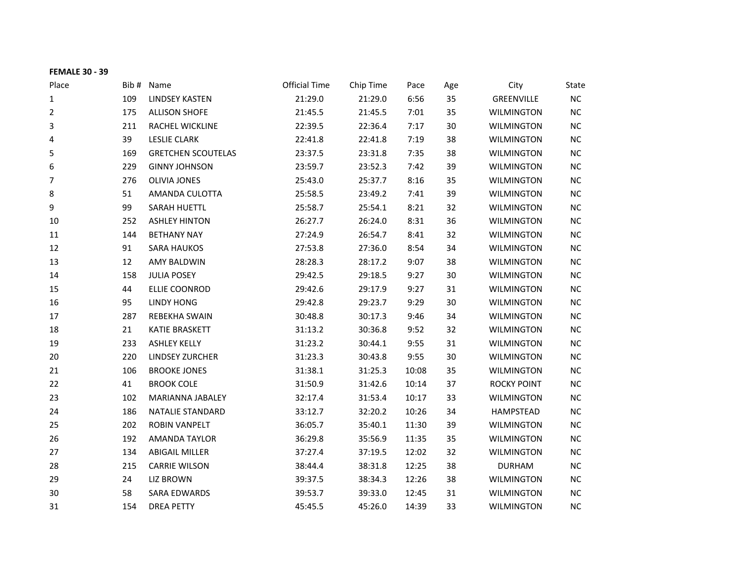**FEMALE 30 - 39**

| Place | Bib # | Name | Official Time | Chip Time | Pace | Age | City | State |
|---|---|---|---|---|---|---|---|---|
| 1 | 109 | LINDSEY KASTEN | 21:29.0 | 21:29.0 | 6:56 | 35 | GREENVILLE | NC |
| 2 | 175 | ALLISON SHOFE | 21:45.5 | 21:45.5 | 7:01 | 35 | WILMINGTON | NC |
| 3 | 211 | RACHEL WICKLINE | 22:39.5 | 22:36.4 | 7:17 | 30 | WILMINGTON | NC |
| 4 | 39 | LESLIE CLARK | 22:41.8 | 22:41.8 | 7:19 | 38 | WILMINGTON | NC |
| 5 | 169 | GRETCHEN SCOUTELAS | 23:37.5 | 23:31.8 | 7:35 | 38 | WILMINGTON | NC |
| 6 | 229 | GINNY JOHNSON | 23:59.7 | 23:52.3 | 7:42 | 39 | WILMINGTON | NC |
| 7 | 276 | OLIVIA JONES | 25:43.0 | 25:37.7 | 8:16 | 35 | WILMINGTON | NC |
| 8 | 51 | AMANDA CULOTTA | 25:58.5 | 23:49.2 | 7:41 | 39 | WILMINGTON | NC |
| 9 | 99 | SARAH HUETTL | 25:58.7 | 25:54.1 | 8:21 | 32 | WILMINGTON | NC |
| 10 | 252 | ASHLEY HINTON | 26:27.7 | 26:24.0 | 8:31 | 36 | WILMINGTON | NC |
| 11 | 144 | BETHANY NAY | 27:24.9 | 26:54.7 | 8:41 | 32 | WILMINGTON | NC |
| 12 | 91 | SARA HAUKOS | 27:53.8 | 27:36.0 | 8:54 | 34 | WILMINGTON | NC |
| 13 | 12 | AMY BALDWIN | 28:28.3 | 28:17.2 | 9:07 | 38 | WILMINGTON | NC |
| 14 | 158 | JULIA POSEY | 29:42.5 | 29:18.5 | 9:27 | 30 | WILMINGTON | NC |
| 15 | 44 | ELLIE COONROD | 29:42.6 | 29:17.9 | 9:27 | 31 | WILMINGTON | NC |
| 16 | 95 | LINDY HONG | 29:42.8 | 29:23.7 | 9:29 | 30 | WILMINGTON | NC |
| 17 | 287 | REBEKHA SWAIN | 30:48.8 | 30:17.3 | 9:46 | 34 | WILMINGTON | NC |
| 18 | 21 | KATIE BRASKETT | 31:13.2 | 30:36.8 | 9:52 | 32 | WILMINGTON | NC |
| 19 | 233 | ASHLEY KELLY | 31:23.2 | 30:44.1 | 9:55 | 31 | WILMINGTON | NC |
| 20 | 220 | LINDSEY ZURCHER | 31:23.3 | 30:43.8 | 9:55 | 30 | WILMINGTON | NC |
| 21 | 106 | BROOKE JONES | 31:38.1 | 31:25.3 | 10:08 | 35 | WILMINGTON | NC |
| 22 | 41 | BROOK COLE | 31:50.9 | 31:42.6 | 10:14 | 37 | ROCKY POINT | NC |
| 23 | 102 | MARIANNA JABALEY | 32:17.4 | 31:53.4 | 10:17 | 33 | WILMINGTON | NC |
| 24 | 186 | NATALIE STANDARD | 33:12.7 | 32:20.2 | 10:26 | 34 | HAMPSTEAD | NC |
| 25 | 202 | ROBIN VANPELT | 36:05.7 | 35:40.1 | 11:30 | 39 | WILMINGTON | NC |
| 26 | 192 | AMANDA TAYLOR | 36:29.8 | 35:56.9 | 11:35 | 35 | WILMINGTON | NC |
| 27 | 134 | ABIGAIL MILLER | 37:27.4 | 37:19.5 | 12:02 | 32 | WILMINGTON | NC |
| 28 | 215 | CARRIE WILSON | 38:44.4 | 38:31.8 | 12:25 | 38 | DURHAM | NC |
| 29 | 24 | LIZ BROWN | 39:37.5 | 38:34.3 | 12:26 | 38 | WILMINGTON | NC |
| 30 | 58 | SARA EDWARDS | 39:53.7 | 39:33.0 | 12:45 | 31 | WILMINGTON | NC |
| 31 | 154 | DREA PETTY | 45:45.5 | 45:26.0 | 14:39 | 33 | WILMINGTON | NC |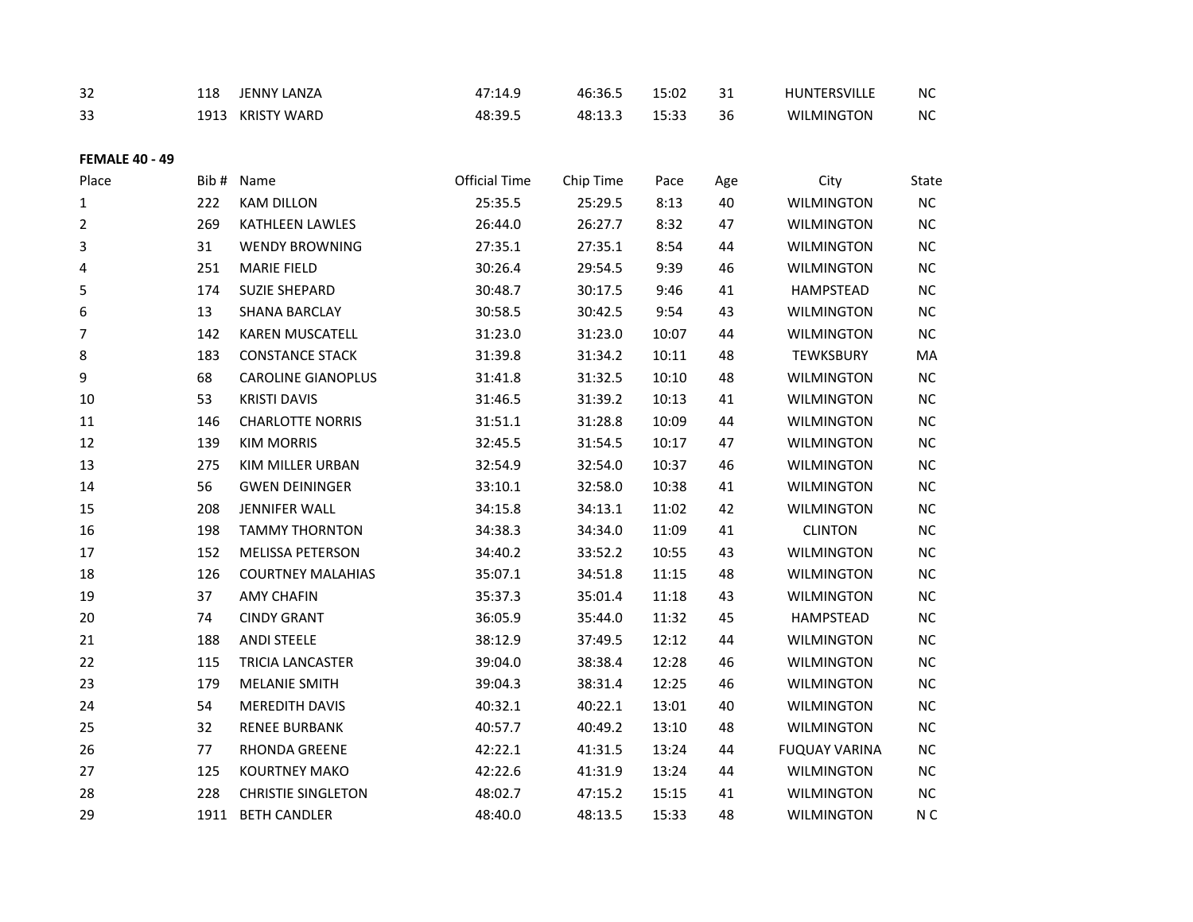| Place | Bib # | Name | Official Time | Chip Time | Pace | Age | City | State |
|---|---|---|---|---|---|---|---|---|
| 32 | 118 | JENNY LANZA | 47:14.9 | 46:36.5 | 15:02 | 31 | HUNTERSVILLE | NC |
| 33 | 1913 | KRISTY WARD | 48:39.5 | 48:13.3 | 15:33 | 36 | WILMINGTON | NC |

**FEMALE 40 - 49**

| Place | Bib # | Name | Official Time | Chip Time | Pace | Age | City | State |
|---|---|---|---|---|---|---|---|---|
| 1 | 222 | KAM DILLON | 25:35.5 | 25:29.5 | 8:13 | 40 | WILMINGTON | NC |
| 2 | 269 | KATHLEEN LAWLES | 26:44.0 | 26:27.7 | 8:32 | 47 | WILMINGTON | NC |
| 3 | 31 | WENDY BROWNING | 27:35.1 | 27:35.1 | 8:54 | 44 | WILMINGTON | NC |
| 4 | 251 | MARIE FIELD | 30:26.4 | 29:54.5 | 9:39 | 46 | WILMINGTON | NC |
| 5 | 174 | SUZIE SHEPARD | 30:48.7 | 30:17.5 | 9:46 | 41 | HAMPSTEAD | NC |
| 6 | 13 | SHANA BARCLAY | 30:58.5 | 30:42.5 | 9:54 | 43 | WILMINGTON | NC |
| 7 | 142 | KAREN MUSCATELL | 31:23.0 | 31:23.0 | 10:07 | 44 | WILMINGTON | NC |
| 8 | 183 | CONSTANCE STACK | 31:39.8 | 31:34.2 | 10:11 | 48 | TEWKSBURY | MA |
| 9 | 68 | CAROLINE GIANOPLUS | 31:41.8 | 31:32.5 | 10:10 | 48 | WILMINGTON | NC |
| 10 | 53 | KRISTI DAVIS | 31:46.5 | 31:39.2 | 10:13 | 41 | WILMINGTON | NC |
| 11 | 146 | CHARLOTTE NORRIS | 31:51.1 | 31:28.8 | 10:09 | 44 | WILMINGTON | NC |
| 12 | 139 | KIM MORRIS | 32:45.5 | 31:54.5 | 10:17 | 47 | WILMINGTON | NC |
| 13 | 275 | KIM MILLER URBAN | 32:54.9 | 32:54.0 | 10:37 | 46 | WILMINGTON | NC |
| 14 | 56 | GWEN DEININGER | 33:10.1 | 32:58.0 | 10:38 | 41 | WILMINGTON | NC |
| 15 | 208 | JENNIFER WALL | 34:15.8 | 34:13.1 | 11:02 | 42 | WILMINGTON | NC |
| 16 | 198 | TAMMY THORNTON | 34:38.3 | 34:34.0 | 11:09 | 41 | CLINTON | NC |
| 17 | 152 | MELISSA PETERSON | 34:40.2 | 33:52.2 | 10:55 | 43 | WILMINGTON | NC |
| 18 | 126 | COURTNEY MALAHIAS | 35:07.1 | 34:51.8 | 11:15 | 48 | WILMINGTON | NC |
| 19 | 37 | AMY CHAFIN | 35:37.3 | 35:01.4 | 11:18 | 43 | WILMINGTON | NC |
| 20 | 74 | CINDY GRANT | 36:05.9 | 35:44.0 | 11:32 | 45 | HAMPSTEAD | NC |
| 21 | 188 | ANDI STEELE | 38:12.9 | 37:49.5 | 12:12 | 44 | WILMINGTON | NC |
| 22 | 115 | TRICIA LANCASTER | 39:04.0 | 38:38.4 | 12:28 | 46 | WILMINGTON | NC |
| 23 | 179 | MELANIE SMITH | 39:04.3 | 38:31.4 | 12:25 | 46 | WILMINGTON | NC |
| 24 | 54 | MEREDITH DAVIS | 40:32.1 | 40:22.1 | 13:01 | 40 | WILMINGTON | NC |
| 25 | 32 | RENEE BURBANK | 40:57.7 | 40:49.2 | 13:10 | 48 | WILMINGTON | NC |
| 26 | 77 | RHONDA GREENE | 42:22.1 | 41:31.5 | 13:24 | 44 | FUQUAY VARINA | NC |
| 27 | 125 | KOURTNEY MAKO | 42:22.6 | 41:31.9 | 13:24 | 44 | WILMINGTON | NC |
| 28 | 228 | CHRISTIE SINGLETON | 48:02.7 | 47:15.2 | 15:15 | 41 | WILMINGTON | NC |
| 29 | 1911 | BETH CANDLER | 48:40.0 | 48:13.5 | 15:33 | 48 | WILMINGTON | N C |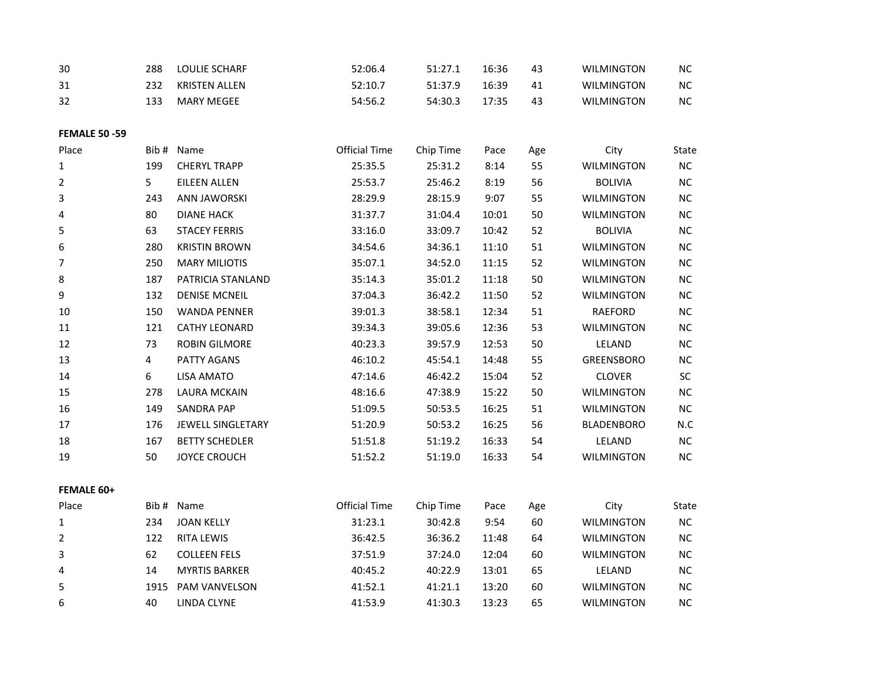| | | | | | | | | |
|---|---|---|---|---|---|---|---|---|
| 30 | 288 | LOULIE SCHARF | 52:06.4 | 51:27.1 | 16:36 | 43 | WILMINGTON | NC |
| 31 | 232 | KRISTEN ALLEN | 52:10.7 | 51:37.9 | 16:39 | 41 | WILMINGTON | NC |
| 32 | 133 | MARY MEGEE | 54:56.2 | 54:30.3 | 17:35 | 43 | WILMINGTON | NC |

**FEMALE 50 -59**

| Place | Bib # | Name | Official Time | Chip Time | Pace | Age | City | State |
|---|---|---|---|---|---|---|---|---|
| 1 | 199 | CHERYL TRAPP | 25:35.5 | 25:31.2 | 8:14 | 55 | WILMINGTON | NC |
| 2 | 5 | EILEEN ALLEN | 25:53.7 | 25:46.2 | 8:19 | 56 | BOLIVIA | NC |
| 3 | 243 | ANN JAWORSKI | 28:29.9 | 28:15.9 | 9:07 | 55 | WILMINGTON | NC |
| 4 | 80 | DIANE HACK | 31:37.7 | 31:04.4 | 10:01 | 50 | WILMINGTON | NC |
| 5 | 63 | STACEY FERRIS | 33:16.0 | 33:09.7 | 10:42 | 52 | BOLIVIA | NC |
| 6 | 280 | KRISTIN BROWN | 34:54.6 | 34:36.1 | 11:10 | 51 | WILMINGTON | NC |
| 7 | 250 | MARY MILIOTIS | 35:07.1 | 34:52.0 | 11:15 | 52 | WILMINGTON | NC |
| 8 | 187 | PATRICIA STANLAND | 35:14.3 | 35:01.2 | 11:18 | 50 | WILMINGTON | NC |
| 9 | 132 | DENISE MCNEIL | 37:04.3 | 36:42.2 | 11:50 | 52 | WILMINGTON | NC |
| 10 | 150 | WANDA PENNER | 39:01.3 | 38:58.1 | 12:34 | 51 | RAEFORD | NC |
| 11 | 121 | CATHY LEONARD | 39:34.3 | 39:05.6 | 12:36 | 53 | WILMINGTON | NC |
| 12 | 73 | ROBIN GILMORE | 40:23.3 | 39:57.9 | 12:53 | 50 | LELAND | NC |
| 13 | 4 | PATTY AGANS | 46:10.2 | 45:54.1 | 14:48 | 55 | GREENSBORO | NC |
| 14 | 6 | LISA AMATO | 47:14.6 | 46:42.2 | 15:04 | 52 | CLOVER | SC |
| 15 | 278 | LAURA MCKAIN | 48:16.6 | 47:38.9 | 15:22 | 50 | WILMINGTON | NC |
| 16 | 149 | SANDRA PAP | 51:09.5 | 50:53.5 | 16:25 | 51 | WILMINGTON | NC |
| 17 | 176 | JEWELL SINGLETARY | 51:20.9 | 50:53.2 | 16:25 | 56 | BLADENBORO | N.C |
| 18 | 167 | BETTY SCHEDLER | 51:51.8 | 51:19.2 | 16:33 | 54 | LELAND | NC |
| 19 | 50 | JOYCE CROUCH | 51:52.2 | 51:19.0 | 16:33 | 54 | WILMINGTON | NC |

**FEMALE 60+**

| Place | Bib # | Name | Official Time | Chip Time | Pace | Age | City | State |
|---|---|---|---|---|---|---|---|---|
| 1 | 234 | JOAN KELLY | 31:23.1 | 30:42.8 | 9:54 | 60 | WILMINGTON | NC |
| 2 | 122 | RITA LEWIS | 36:42.5 | 36:36.2 | 11:48 | 64 | WILMINGTON | NC |
| 3 | 62 | COLLEEN FELS | 37:51.9 | 37:24.0 | 12:04 | 60 | WILMINGTON | NC |
| 4 | 14 | MYRTIS BARKER | 40:45.2 | 40:22.9 | 13:01 | 65 | LELAND | NC |
| 5 | 1915 | PAM VANVELSON | 41:52.1 | 41:21.1 | 13:20 | 60 | WILMINGTON | NC |
| 6 | 40 | LINDA CLYNE | 41:53.9 | 41:30.3 | 13:23 | 65 | WILMINGTON | NC |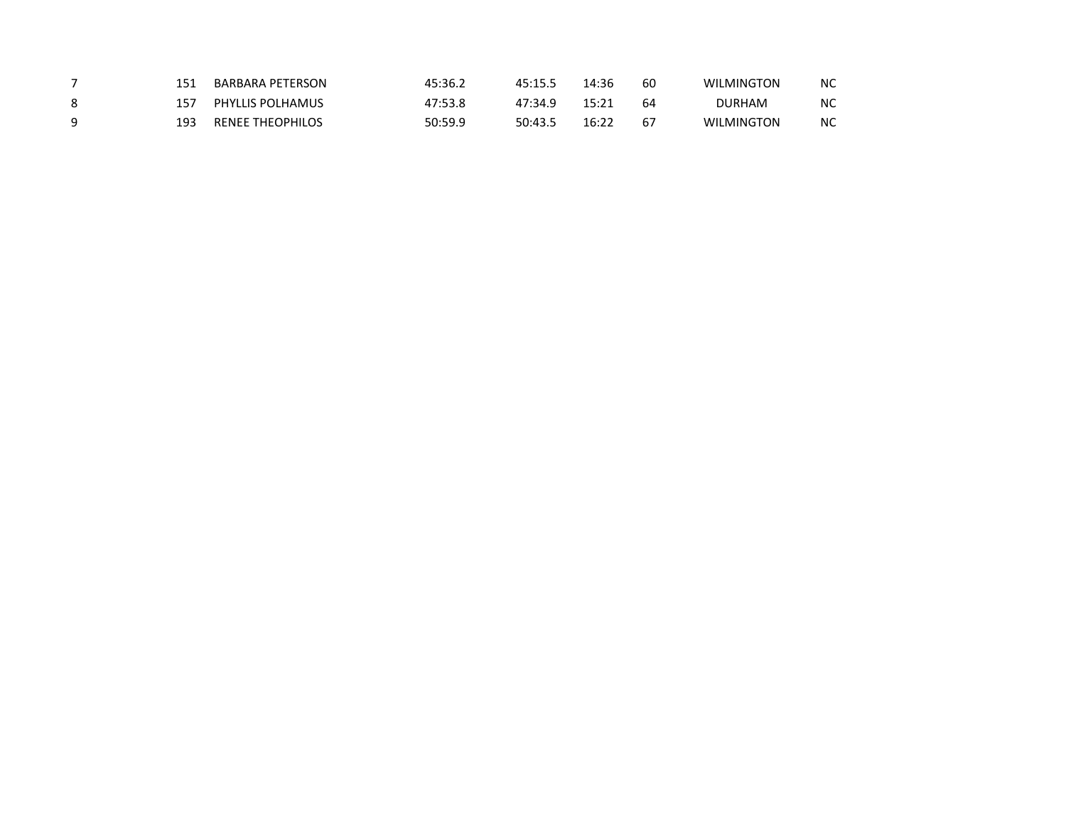| | | | | | | | | |
|---|---|---|---|---|---|---|---|---|
| 7 | 151 | BARBARA PETERSON | 45:36.2 | 45:15.5 | 14:36 | 60 | WILMINGTON | NC |
| 8 | 157 | PHYLLIS POLHAMUS | 47:53.8 | 47:34.9 | 15:21 | 64 | DURHAM | NC |
| 9 | 193 | RENEE THEOPHILOS | 50:59.9 | 50:43.5 | 16:22 | 67 | WILMINGTON | NC |